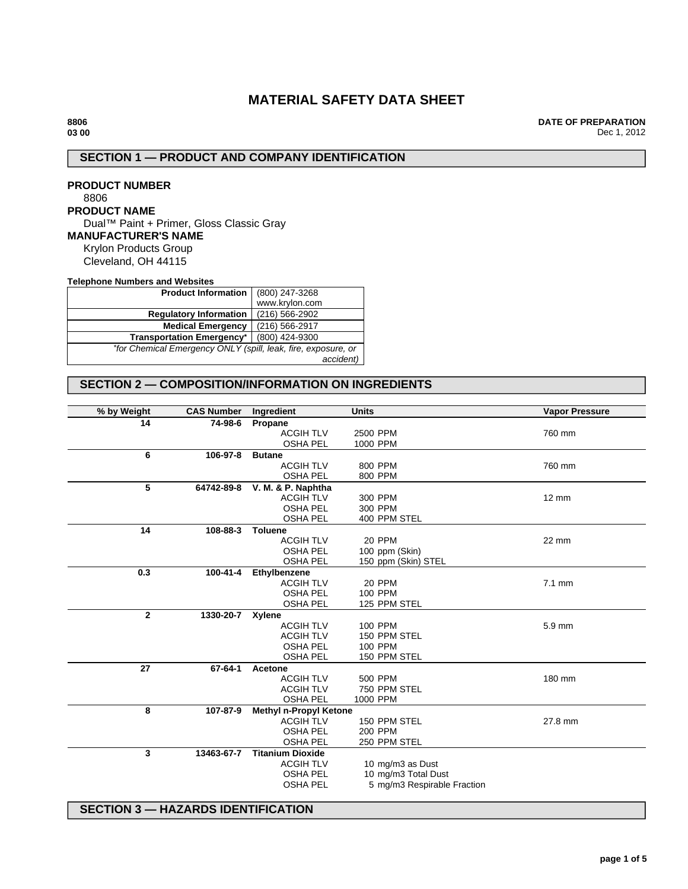# MATERIAL SAFETY DATA SHEET

**8806**
**03 00**

**DATE OF PREPARATION**
Dec 1, 2012

## SECTION 1 — PRODUCT AND COMPANY IDENTIFICATION

**PRODUCT NUMBER**
8806

**PRODUCT NAME**
Dual™ Paint + Primer, Gloss Classic Gray

**MANUFACTURER'S NAME**
Krylon Products Group
Cleveland, OH 44115

**Telephone Numbers and Websites**

| | |
|---|---|
| **Product Information** | (800) 247-3268<br>www.krylon.com |
| **Regulatory Information** | (216) 566-2902 |
| **Medical Emergency** | (216) 566-2917 |
| **Transportation Emergency*** | (800) 424-9300 |
| *\*for Chemical Emergency ONLY (spill, leak, fire, exposure, or accident)* | |

## SECTION 2 — COMPOSITION/INFORMATION ON INGREDIENTS

| % by Weight | CAS Number | Ingredient | Units | Vapor Pressure |
|---|---|---|---|---|
| **14** | **74-98-6** | **Propane** | | |
| | | ACGIH TLV | 2500 PPM | 760 mm |
| | | OSHA PEL | 1000 PPM | |
| **6** | **106-97-8** | **Butane** | | |
| | | ACGIH TLV | 800 PPM | 760 mm |
| | | OSHA PEL | 800 PPM | |
| **5** | **64742-89-8** | **V. M. & P. Naphtha** | | |
| | | ACGIH TLV | 300 PPM | 12 mm |
| | | OSHA PEL | 300 PPM | |
| | | OSHA PEL | 400 PPM STEL | |
| **14** | **108-88-3** | **Toluene** | | |
| | | ACGIH TLV | 20 PPM | 22 mm |
| | | OSHA PEL | 100 ppm (Skin) | |
| | | OSHA PEL | 150 ppm (Skin) STEL | |
| **0.3** | **100-41-4** | **Ethylbenzene** | | |
| | | ACGIH TLV | 20 PPM | 7.1 mm |
| | | OSHA PEL | 100 PPM | |
| | | OSHA PEL | 125 PPM STEL | |
| **2** | **1330-20-7** | **Xylene** | | |
| | | ACGIH TLV | 100 PPM | 5.9 mm |
| | | ACGIH TLV | 150 PPM STEL | |
| | | OSHA PEL | 100 PPM | |
| | | OSHA PEL | 150 PPM STEL | |
| **27** | **67-64-1** | **Acetone** | | |
| | | ACGIH TLV | 500 PPM | 180 mm |
| | | ACGIH TLV | 750 PPM STEL | |
| | | OSHA PEL | 1000 PPM | |
| **8** | **107-87-9** | **Methyl n-Propyl Ketone** | | |
| | | ACGIH TLV | 150 PPM STEL | 27.8 mm |
| | | OSHA PEL | 200 PPM | |
| | | OSHA PEL | 250 PPM STEL | |
| **3** | **13463-67-7** | **Titanium Dioxide** | | |
| | | ACGIH TLV | 10 mg/m3 as Dust | |
| | | OSHA PEL | 10 mg/m3 Total Dust | |
| | | OSHA PEL | 5 mg/m3 Respirable Fraction | |

## SECTION 3 — HAZARDS IDENTIFICATION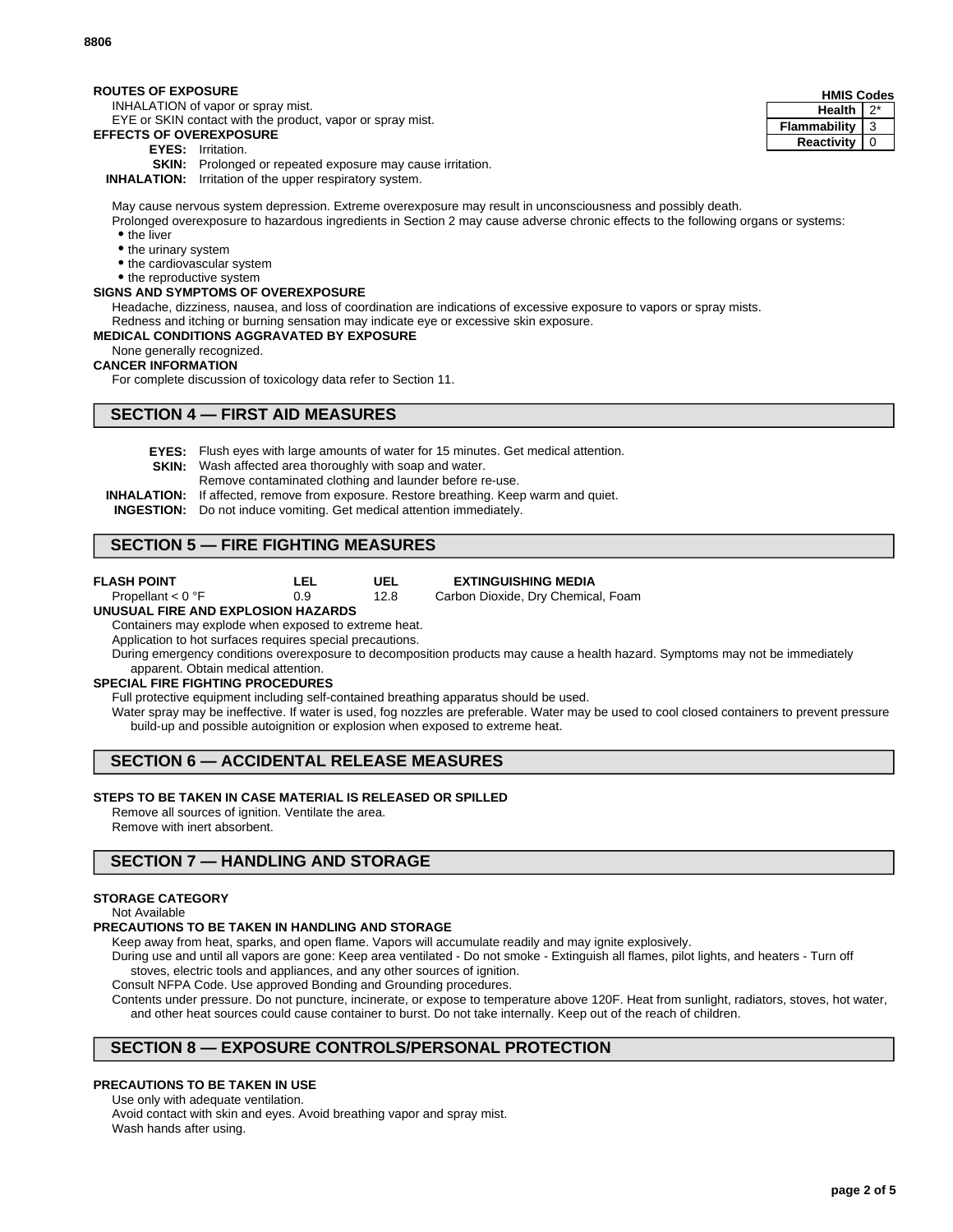8806

**ROUTES OF EXPOSURE**

INHALATION of vapor or spray mist.
EYE or SKIN contact with the product, vapor or spray mist.

| HMIS Codes | |
|---|---|
| Health | 2* |
| Flammability | 3 |
| Reactivity | 0 |

**EFFECTS OF OVEREXPOSURE**

**EYES:** Irritation.
**SKIN:** Prolonged or repeated exposure may cause irritation.
**INHALATION:** Irritation of the upper respiratory system.

May cause nervous system depression. Extreme overexposure may result in unconsciousness and possibly death.
Prolonged overexposure to hazardous ingredients in Section 2 may cause adverse chronic effects to the following organs or systems:

- the liver
- the urinary system
- the cardiovascular system
- the reproductive system

**SIGNS AND SYMPTOMS OF OVEREXPOSURE**

Headache, dizziness, nausea, and loss of coordination are indications of excessive exposure to vapors or spray mists.
Redness and itching or burning sensation may indicate eye or excessive skin exposure.

**MEDICAL CONDITIONS AGGRAVATED BY EXPOSURE**

None generally recognized.

**CANCER INFORMATION**

For complete discussion of toxicology data refer to Section 11.

## SECTION 4 — FIRST AID MEASURES

**EYES:** Flush eyes with large amounts of water for 15 minutes. Get medical attention.
**SKIN:** Wash affected area thoroughly with soap and water.
Remove contaminated clothing and launder before re-use.
**INHALATION:** If affected, remove from exposure. Restore breathing. Keep warm and quiet.
**INGESTION:** Do not induce vomiting. Get medical attention immediately.

## SECTION 5 — FIRE FIGHTING MEASURES

| FLASH POINT | LEL | UEL | EXTINGUISHING MEDIA |
|---|---|---|---|
| Propellant < 0 °F | 0.9 | 12.8 | Carbon Dioxide, Dry Chemical, Foam |

**UNUSUAL FIRE AND EXPLOSION HAZARDS**

Containers may explode when exposed to extreme heat.
Application to hot surfaces requires special precautions.
During emergency conditions overexposure to decomposition products may cause a health hazard. Symptoms may not be immediately apparent. Obtain medical attention.

**SPECIAL FIRE FIGHTING PROCEDURES**

Full protective equipment including self-contained breathing apparatus should be used.
Water spray may be ineffective. If water is used, fog nozzles are preferable. Water may be used to cool closed containers to prevent pressure build-up and possible autoignition or explosion when exposed to extreme heat.

## SECTION 6 — ACCIDENTAL RELEASE MEASURES

**STEPS TO BE TAKEN IN CASE MATERIAL IS RELEASED OR SPILLED**

Remove all sources of ignition. Ventilate the area.
Remove with inert absorbent.

## SECTION 7 — HANDLING AND STORAGE

**STORAGE CATEGORY**

Not Available

**PRECAUTIONS TO BE TAKEN IN HANDLING AND STORAGE**

Keep away from heat, sparks, and open flame. Vapors will accumulate readily and may ignite explosively.
During use and until all vapors are gone: Keep area ventilated - Do not smoke - Extinguish all flames, pilot lights, and heaters - Turn off stoves, electric tools and appliances, and any other sources of ignition.
Consult NFPA Code. Use approved Bonding and Grounding procedures.
Contents under pressure. Do not puncture, incinerate, or expose to temperature above 120F. Heat from sunlight, radiators, stoves, hot water, and other heat sources could cause container to burst. Do not take internally. Keep out of the reach of children.

## SECTION 8 — EXPOSURE CONTROLS/PERSONAL PROTECTION

**PRECAUTIONS TO BE TAKEN IN USE**

Use only with adequate ventilation.
Avoid contact with skin and eyes. Avoid breathing vapor and spray mist.
Wash hands after using.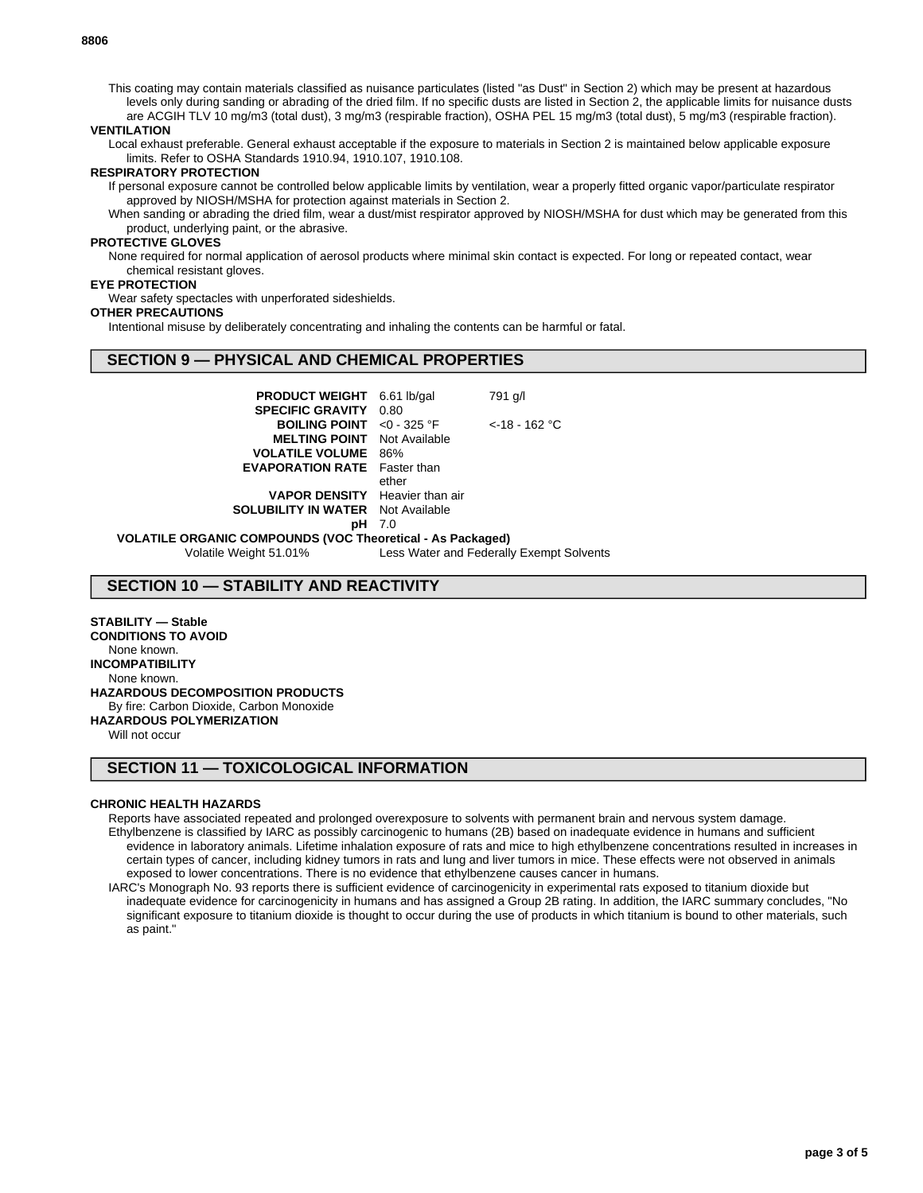This coating may contain materials classified as nuisance particulates (listed "as Dust" in Section 2) which may be present at hazardous levels only during sanding or abrading of the dried film. If no specific dusts are listed in Section 2, the applicable limits for nuisance dusts are ACGIH TLV 10 mg/m3 (total dust), 3 mg/m3 (respirable fraction), OSHA PEL 15 mg/m3 (total dust), 5 mg/m3 (respirable fraction).

**VENTILATION**

Local exhaust preferable. General exhaust acceptable if the exposure to materials in Section 2 is maintained below applicable exposure limits. Refer to OSHA Standards 1910.94, 1910.107, 1910.108.

**RESPIRATORY PROTECTION**

If personal exposure cannot be controlled below applicable limits by ventilation, wear a properly fitted organic vapor/particulate respirator approved by NIOSH/MSHA for protection against materials in Section 2.

When sanding or abrading the dried film, wear a dust/mist respirator approved by NIOSH/MSHA for dust which may be generated from this product, underlying paint, or the abrasive.

**PROTECTIVE GLOVES**

None required for normal application of aerosol products where minimal skin contact is expected. For long or repeated contact, wear chemical resistant gloves.

**EYE PROTECTION**

Wear safety spectacles with unperforated sideshields.

**OTHER PRECAUTIONS**

Intentional misuse by deliberately concentrating and inhaling the contents can be harmful or fatal.

## SECTION 9 — PHYSICAL AND CHEMICAL PROPERTIES

| | | |
|---|---|---|
| **PRODUCT WEIGHT** | 6.61 lb/gal | 791 g/l |
| **SPECIFIC GRAVITY** | 0.80 | |
| **BOILING POINT** | <0 - 325 °F | <-18 - 162 °C |
| **MELTING POINT** | Not Available | |
| **VOLATILE VOLUME** | 86% | |
| **EVAPORATION RATE** | Faster than ether | |
| **VAPOR DENSITY** | Heavier than air | |
| **SOLUBILITY IN WATER** | Not Available | |
| **pH** | 7.0 | |

**VOLATILE ORGANIC COMPOUNDS (VOC Theoretical - As Packaged)**

Volatile Weight 51.01% Less Water and Federally Exempt Solvents

## SECTION 10 — STABILITY AND REACTIVITY

**STABILITY — Stable**

**CONDITIONS TO AVOID**

None known.

**INCOMPATIBILITY**

None known.

**HAZARDOUS DECOMPOSITION PRODUCTS**

By fire: Carbon Dioxide, Carbon Monoxide

**HAZARDOUS POLYMERIZATION**

Will not occur

## SECTION 11 — TOXICOLOGICAL INFORMATION

**CHRONIC HEALTH HAZARDS**

Reports have associated repeated and prolonged overexposure to solvents with permanent brain and nervous system damage.

Ethylbenzene is classified by IARC as possibly carcinogenic to humans (2B) based on inadequate evidence in humans and sufficient evidence in laboratory animals. Lifetime inhalation exposure of rats and mice to high ethylbenzene concentrations resulted in increases in certain types of cancer, including kidney tumors in rats and lung and liver tumors in mice. These effects were not observed in animals exposed to lower concentrations. There is no evidence that ethylbenzene causes cancer in humans.

IARC's Monograph No. 93 reports there is sufficient evidence of carcinogenicity in experimental rats exposed to titanium dioxide but inadequate evidence for carcinogenicity in humans and has assigned a Group 2B rating. In addition, the IARC summary concludes, "No significant exposure to titanium dioxide is thought to occur during the use of products in which titanium is bound to other materials, such as paint."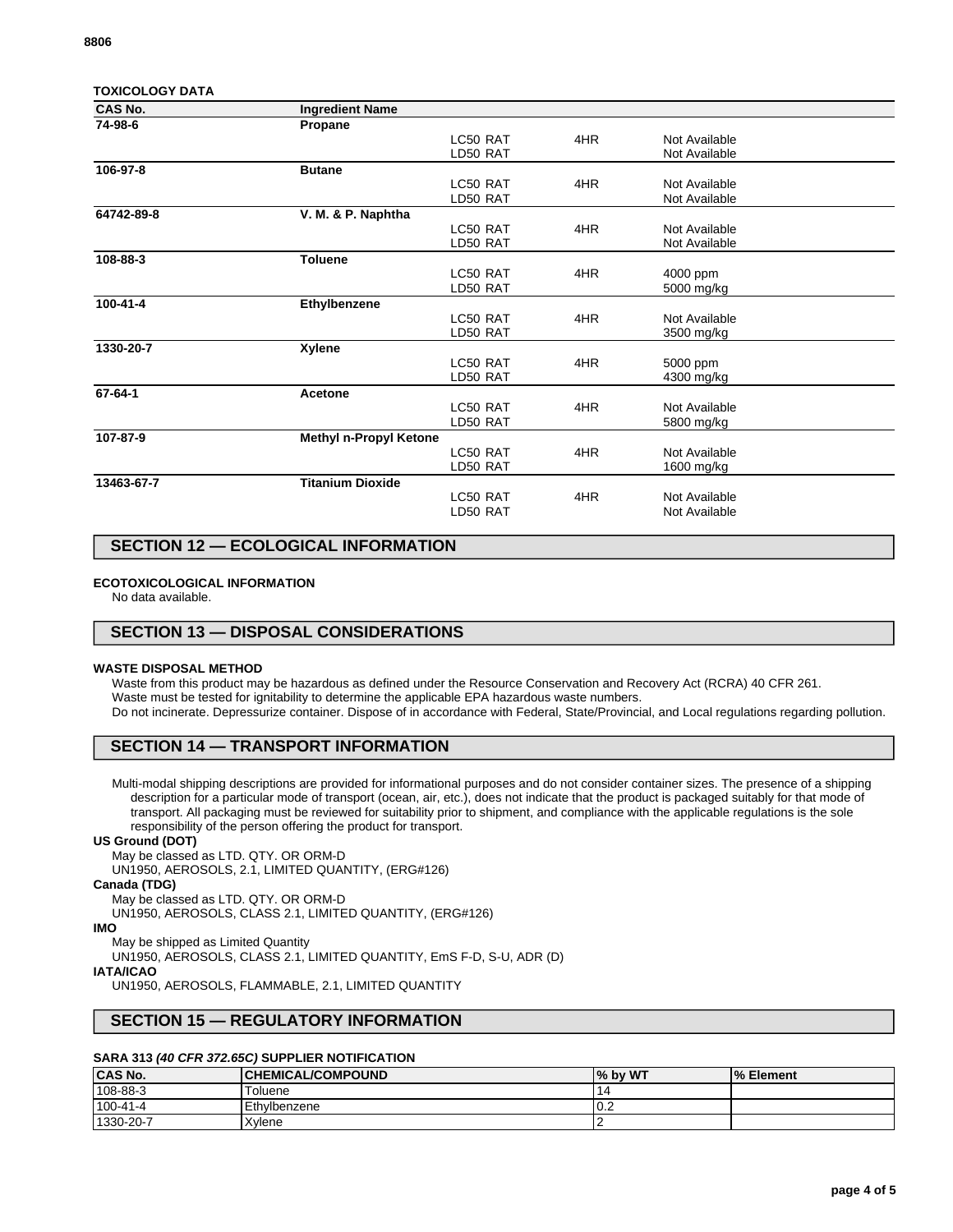### TOXICOLOGY DATA

| CAS No. | Ingredient Name | | | |
|---|---|---|---|---|
| 74-98-6 | Propane | | | |
| | | LC50 RAT | 4HR | Not Available |
| | | LD50 RAT | | Not Available |
| 106-97-8 | Butane | | | |
| | | LC50 RAT | 4HR | Not Available |
| | | LD50 RAT | | Not Available |
| 64742-89-8 | V. M. & P. Naphtha | | | |
| | | LC50 RAT | 4HR | Not Available |
| | | LD50 RAT | | Not Available |
| 108-88-3 | Toluene | | | |
| | | LC50 RAT | 4HR | 4000 ppm |
| | | LD50 RAT | | 5000 mg/kg |
| 100-41-4 | Ethylbenzene | | | |
| | | LC50 RAT | 4HR | Not Available |
| | | LD50 RAT | | 3500 mg/kg |
| 1330-20-7 | Xylene | | | |
| | | LC50 RAT | 4HR | 5000 ppm |
| | | LD50 RAT | | 4300 mg/kg |
| 67-64-1 | Acetone | | | |
| | | LC50 RAT | 4HR | Not Available |
| | | LD50 RAT | | 5800 mg/kg |
| 107-87-9 | Methyl n-Propyl Ketone | | | |
| | | LC50 RAT | 4HR | Not Available |
| | | LD50 RAT | | 1600 mg/kg |
| 13463-67-7 | Titanium Dioxide | | | |
| | | LC50 RAT | 4HR | Not Available |
| | | LD50 RAT | | Not Available |

## SECTION 12 — ECOLOGICAL INFORMATION

**ECOTOXICOLOGICAL INFORMATION**

No data available.

## SECTION 13 — DISPOSAL CONSIDERATIONS

**WASTE DISPOSAL METHOD**

Waste from this product may be hazardous as defined under the Resource Conservation and Recovery Act (RCRA) 40 CFR 261.
Waste must be tested for ignitability to determine the applicable EPA hazardous waste numbers.
Do not incinerate. Depressurize container. Dispose of in accordance with Federal, State/Provincial, and Local regulations regarding pollution.

## SECTION 14 — TRANSPORT INFORMATION

Multi-modal shipping descriptions are provided for informational purposes and do not consider container sizes. The presence of a shipping description for a particular mode of transport (ocean, air, etc.), does not indicate that the product is packaged suitably for that mode of transport. All packaging must be reviewed for suitability prior to shipment, and compliance with the applicable regulations is the sole responsibility of the person offering the product for transport.

**US Ground (DOT)**

May be classed as LTD. QTY. OR ORM-D
UN1950, AEROSOLS, 2.1, LIMITED QUANTITY, (ERG#126)

**Canada (TDG)**

May be classed as LTD. QTY. OR ORM-D
UN1950, AEROSOLS, CLASS 2.1, LIMITED QUANTITY, (ERG#126)

**IMO**

May be shipped as Limited Quantity
UN1950, AEROSOLS, CLASS 2.1, LIMITED QUANTITY, EmS F-D, S-U, ADR (D)

**IATA/ICAO**

UN1950, AEROSOLS, FLAMMABLE, 2.1, LIMITED QUANTITY

## SECTION 15 — REGULATORY INFORMATION

**SARA 313 *(40 CFR 372.65C)* SUPPLIER NOTIFICATION**

| CAS No. | CHEMICAL/COMPOUND | % by WT | % Element |
|---|---|---|---|
| 108-88-3 | Toluene | 14 | |
| 100-41-4 | Ethylbenzene | 0.2 | |
| 1330-20-7 | Xylene | 2 | |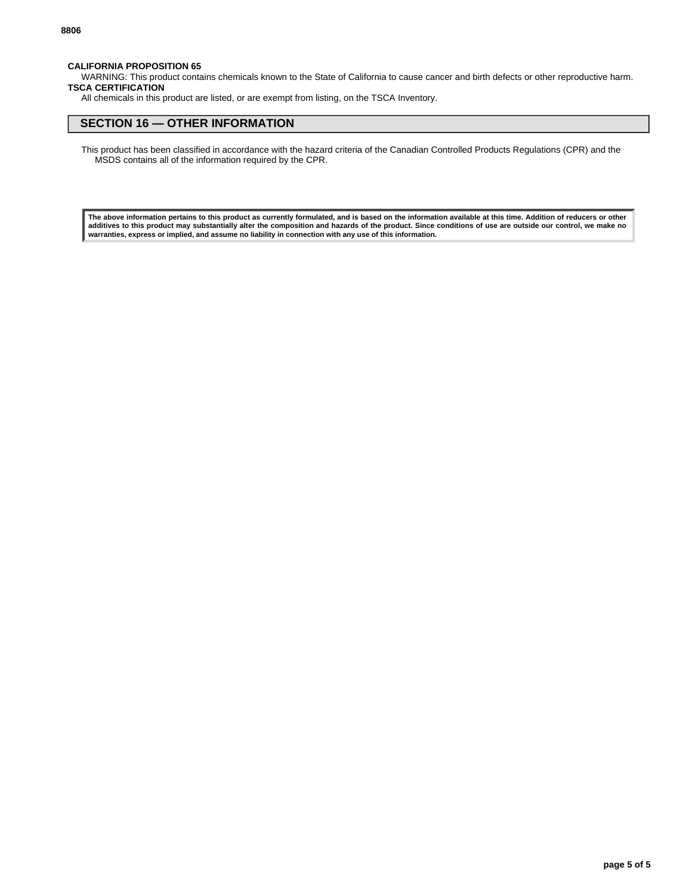**CALIFORNIA PROPOSITION 65**

WARNING: This product contains chemicals known to the State of California to cause cancer and birth defects or other reproductive harm.

**TSCA CERTIFICATION**

All chemicals in this product are listed, or are exempt from listing, on the TSCA Inventory.

## SECTION 16 — OTHER INFORMATION

This product has been classified in accordance with the hazard criteria of the Canadian Controlled Products Regulations (CPR) and the MSDS contains all of the information required by the CPR.

**The above information pertains to this product as currently formulated, and is based on the information available at this time. Addition of reducers or other additives to this product may substantially alter the composition and hazards of the product. Since conditions of use are outside our control, we make no warranties, express or implied, and assume no liability in connection with any use of this information.**